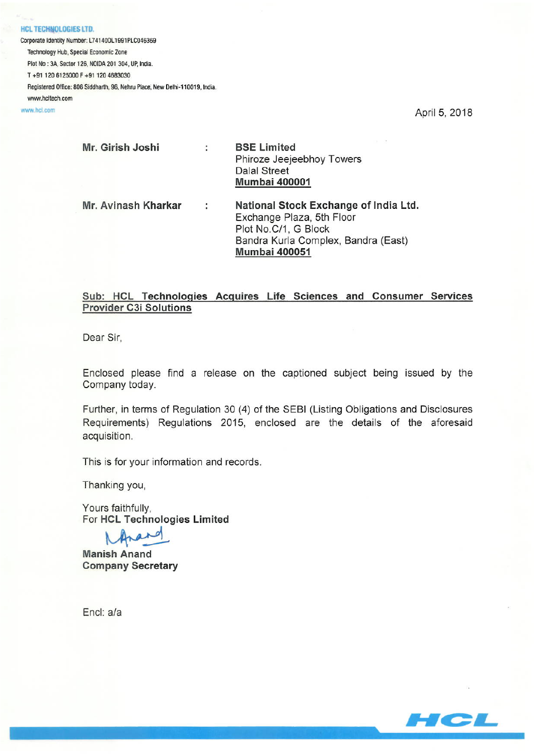**HCL TECHNOLOGIES LTD.**

Corporate Identity Number: L74140DL1991PLC046369

Technology Hub, Special Economic Zone

Plot No : 3A, Sector 126, NOIDA 201 304, UP, India.

T +91 120 6125000 F +91 120 4683030

Registered Office: 806 Siddharth, 96, Nehru Place, New Delhi-110019, India.

www.hcltech.com

www.hcl.com

April 5, 2018

| | | |
|---|---|---|
| **Mr. Girish Joshi** | : | **BSE Limited**<br>Phiroze Jeejeebhoy Towers<br>Dalal Street<br>**Mumbai 400001** |
| **Mr. Avinash Kharkar** | : | **National Stock Exchange of India Ltd.**<br>Exchange Plaza, 5th Floor<br>Plot No.C/1, G Block<br>Bandra Kurla Complex, Bandra (East)<br>**Mumbai 400051** |

**Sub: HCL Technologies Acquires Life Sciences and Consumer Services Provider C3i Solutions**

Dear Sir,

Enclosed please find a release on the captioned subject being issued by the Company today.

Further, in terms of Regulation 30 (4) of the SEBI (Listing Obligations and Disclosures Requirements) Regulations 2015, enclosed are the details of the aforesaid acquisition.

This is for your information and records.

Thanking you,

Yours faithfully,
For **HCL Technologies Limited**

**Manish Anand**
**Company Secretary**

Encl: a/a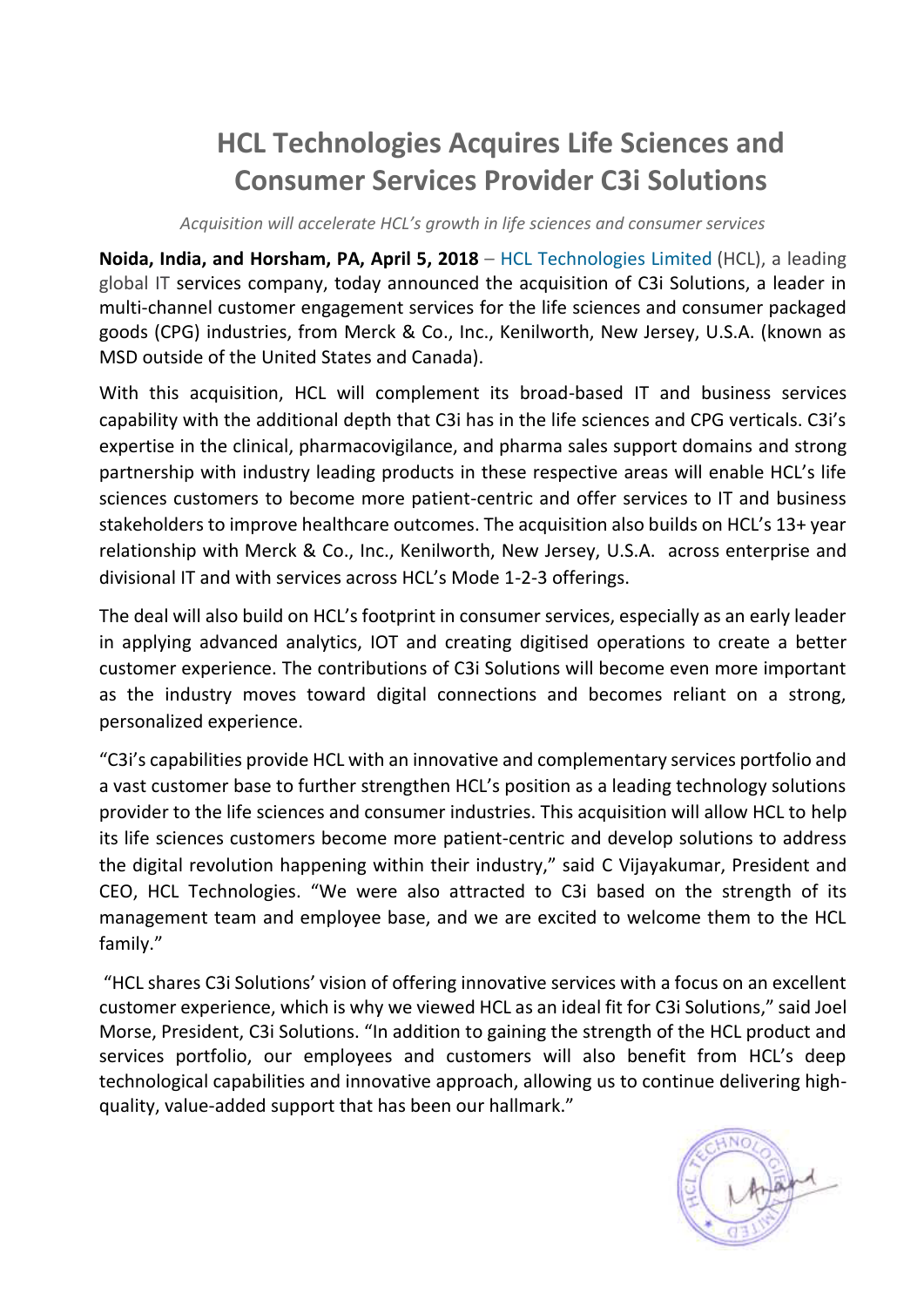# HCL Technologies Acquires Life Sciences and Consumer Services Provider C3i Solutions

*Acquisition will accelerate HCL's growth in life sciences and consumer services*

**Noida, India, and Horsham, PA, April 5, 2018** – HCL Technologies Limited (HCL), a leading global IT services company, today announced the acquisition of C3i Solutions, a leader in multi-channel customer engagement services for the life sciences and consumer packaged goods (CPG) industries, from Merck & Co., Inc., Kenilworth, New Jersey, U.S.A. (known as MSD outside of the United States and Canada).

With this acquisition, HCL will complement its broad-based IT and business services capability with the additional depth that C3i has in the life sciences and CPG verticals. C3i's expertise in the clinical, pharmacovigilance, and pharma sales support domains and strong partnership with industry leading products in these respective areas will enable HCL's life sciences customers to become more patient-centric and offer services to IT and business stakeholders to improve healthcare outcomes. The acquisition also builds on HCL's 13+ year relationship with Merck & Co., Inc., Kenilworth, New Jersey, U.S.A. across enterprise and divisional IT and with services across HCL's Mode 1-2-3 offerings.

The deal will also build on HCL's footprint in consumer services, especially as an early leader in applying advanced analytics, IOT and creating digitised operations to create a better customer experience. The contributions of C3i Solutions will become even more important as the industry moves toward digital connections and becomes reliant on a strong, personalized experience.

"C3i's capabilities provide HCL with an innovative and complementary services portfolio and a vast customer base to further strengthen HCL's position as a leading technology solutions provider to the life sciences and consumer industries. This acquisition will allow HCL to help its life sciences customers become more patient-centric and develop solutions to address the digital revolution happening within their industry," said C Vijayakumar, President and CEO, HCL Technologies. "We were also attracted to C3i based on the strength of its management team and employee base, and we are excited to welcome them to the HCL family."

"HCL shares C3i Solutions' vision of offering innovative services with a focus on an excellent customer experience, which is why we viewed HCL as an ideal fit for C3i Solutions," said Joel Morse, President, C3i Solutions. "In addition to gaining the strength of the HCL product and services portfolio, our employees and customers will also benefit from HCL's deep technological capabilities and innovative approach, allowing us to continue delivering high-quality, value-added support that has been our hallmark."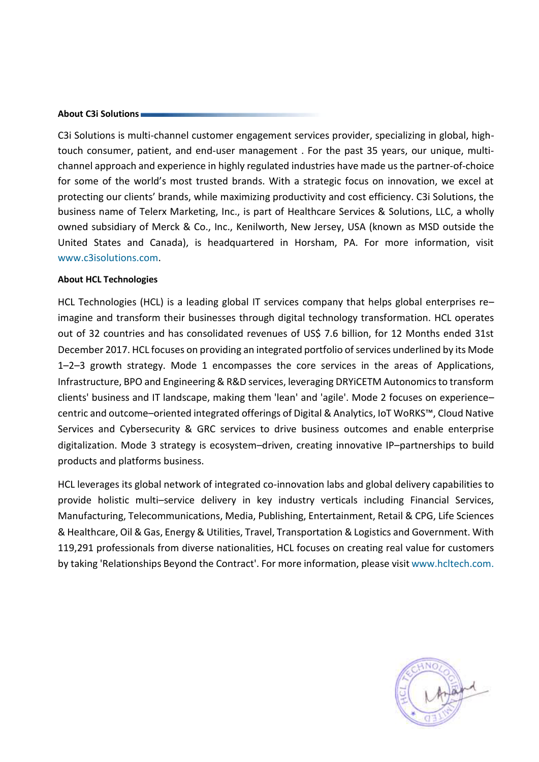**About C3i Solutions**

C3i Solutions is multi-channel customer engagement services provider, specializing in global, high-touch consumer, patient, and end-user management . For the past 35 years, our unique, multi-channel approach and experience in highly regulated industries have made us the partner-of-choice for some of the world's most trusted brands. With a strategic focus on innovation, we excel at protecting our clients' brands, while maximizing productivity and cost efficiency. C3i Solutions, the business name of Telerx Marketing, Inc., is part of Healthcare Services & Solutions, LLC, a wholly owned subsidiary of Merck & Co., Inc., Kenilworth, New Jersey, USA (known as MSD outside the United States and Canada), is headquartered in Horsham, PA. For more information, visit www.c3isolutions.com.

**About HCL Technologies**

HCL Technologies (HCL) is a leading global IT services company that helps global enterprises re–imagine and transform their businesses through digital technology transformation. HCL operates out of 32 countries and has consolidated revenues of US$ 7.6 billion, for 12 Months ended 31st December 2017. HCL focuses on providing an integrated portfolio of services underlined by its Mode 1–2–3 growth strategy. Mode 1 encompasses the core services in the areas of Applications, Infrastructure, BPO and Engineering & R&D services, leveraging DRYiCETM Autonomics to transform clients' business and IT landscape, making them 'lean' and 'agile'. Mode 2 focuses on experience–centric and outcome–oriented integrated offerings of Digital & Analytics, IoT WoRKS™, Cloud Native Services and Cybersecurity & GRC services to drive business outcomes and enable enterprise digitalization. Mode 3 strategy is ecosystem–driven, creating innovative IP–partnerships to build products and platforms business.

HCL leverages its global network of integrated co-innovation labs and global delivery capabilities to provide holistic multi–service delivery in key industry verticals including Financial Services, Manufacturing, Telecommunications, Media, Publishing, Entertainment, Retail & CPG, Life Sciences & Healthcare, Oil & Gas, Energy & Utilities, Travel, Transportation & Logistics and Government. With 119,291 professionals from diverse nationalities, HCL focuses on creating real value for customers by taking 'Relationships Beyond the Contract'. For more information, please visit www.hcltech.com.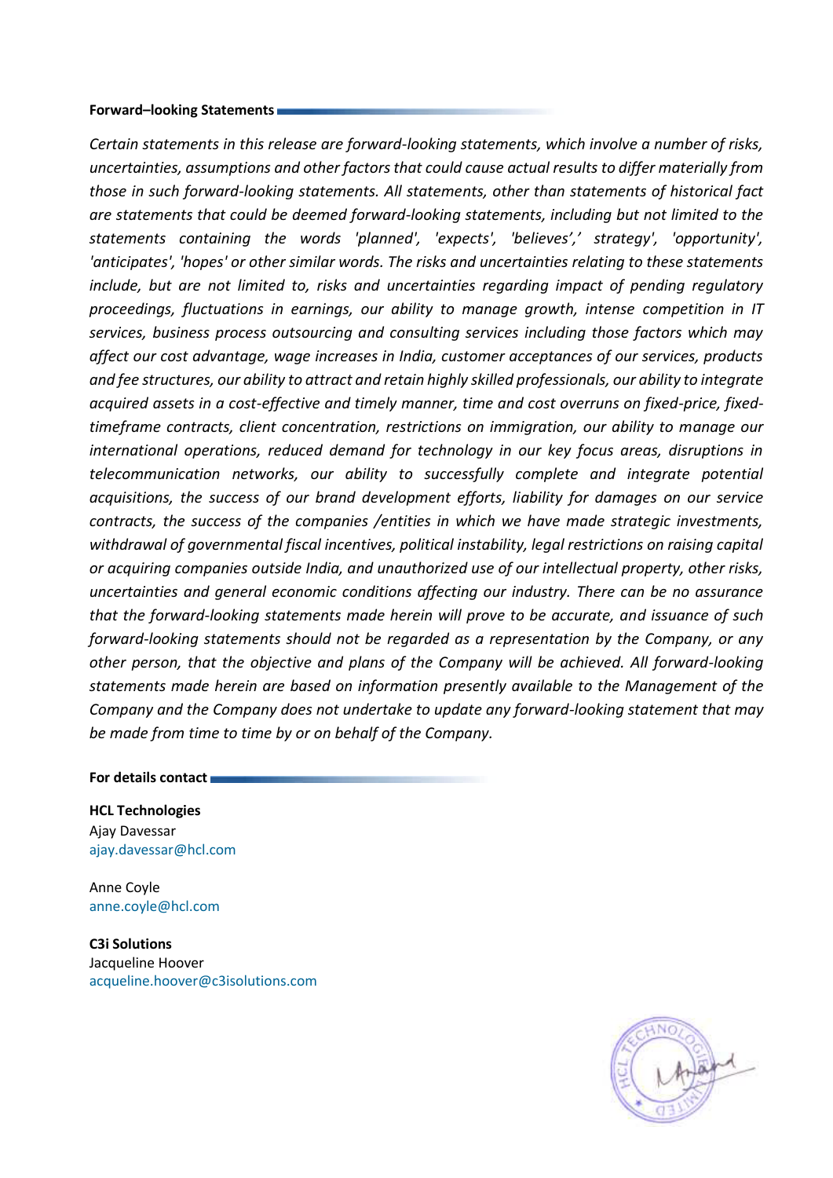**Forward–looking Statements**

*Certain statements in this release are forward-looking statements, which involve a number of risks, uncertainties, assumptions and other factors that could cause actual results to differ materially from those in such forward-looking statements. All statements, other than statements of historical fact are statements that could be deemed forward-looking statements, including but not limited to the statements containing the words 'planned', 'expects', 'believes',' strategy', 'opportunity', 'anticipates', 'hopes' or other similar words. The risks and uncertainties relating to these statements include, but are not limited to, risks and uncertainties regarding impact of pending regulatory proceedings, fluctuations in earnings, our ability to manage growth, intense competition in IT services, business process outsourcing and consulting services including those factors which may affect our cost advantage, wage increases in India, customer acceptances of our services, products and fee structures, our ability to attract and retain highly skilled professionals, our ability to integrate acquired assets in a cost-effective and timely manner, time and cost overruns on fixed-price, fixed-timeframe contracts, client concentration, restrictions on immigration, our ability to manage our international operations, reduced demand for technology in our key focus areas, disruptions in telecommunication networks, our ability to successfully complete and integrate potential acquisitions, the success of our brand development efforts, liability for damages on our service contracts, the success of the companies /entities in which we have made strategic investments, withdrawal of governmental fiscal incentives, political instability, legal restrictions on raising capital or acquiring companies outside India, and unauthorized use of our intellectual property, other risks, uncertainties and general economic conditions affecting our industry. There can be no assurance that the forward-looking statements made herein will prove to be accurate, and issuance of such forward-looking statements should not be regarded as a representation by the Company, or any other person, that the objective and plans of the Company will be achieved. All forward-looking statements made herein are based on information presently available to the Management of the Company and the Company does not undertake to update any forward-looking statement that may be made from time to time by or on behalf of the Company.*

**For details contact**

**HCL Technologies**
Ajay Davessar
ajay.davessar@hcl.com

Anne Coyle
anne.coyle@hcl.com

**C3i Solutions**
Jacqueline Hoover
acqueline.hoover@c3isolutions.com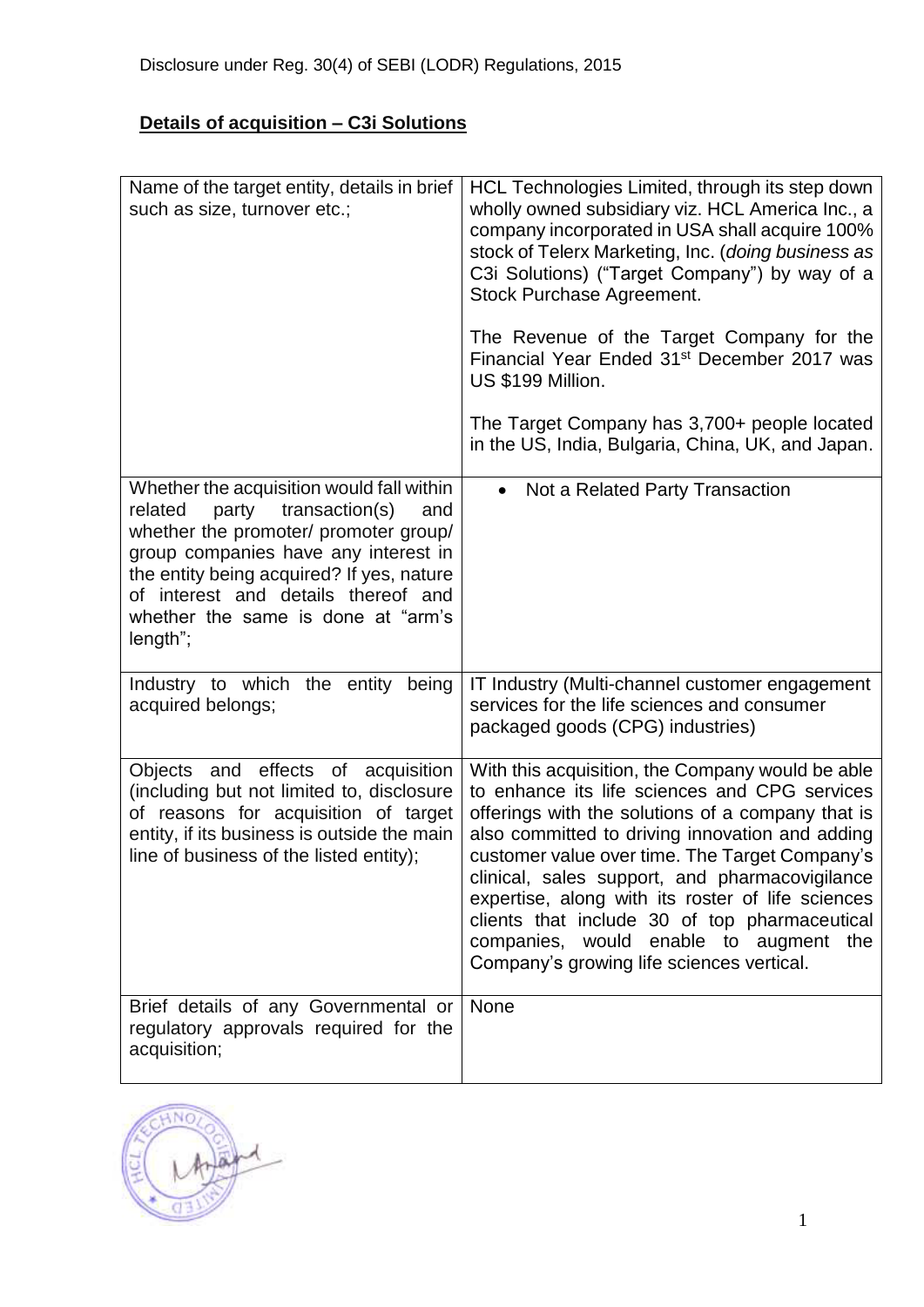Disclosure under Reg. 30(4) of SEBI (LODR) Regulations, 2015

**Details of acquisition – C3i Solutions**

| | |
|---|---|
| Name of the target entity, details in brief such as size, turnover etc.; | HCL Technologies Limited, through its step down wholly owned subsidiary viz. HCL America Inc., a company incorporated in USA shall acquire 100% stock of Telerx Marketing, Inc. (*doing business as* C3i Solutions) ("Target Company") by way of a Stock Purchase Agreement.<br><br>The Revenue of the Target Company for the Financial Year Ended 31st December 2017 was US $199 Million.<br><br>The Target Company has 3,700+ people located in the US, India, Bulgaria, China, UK, and Japan. |
| Whether the acquisition would fall within related party transaction(s) and whether the promoter/ promoter group/ group companies have any interest in the entity being acquired? If yes, nature of interest and details thereof and whether the same is done at "arm's length"; | • Not a Related Party Transaction |
| Industry to which the entity being acquired belongs; | IT Industry (Multi-channel customer engagement services for the life sciences and consumer packaged goods (CPG) industries) |
| Objects and effects of acquisition (including but not limited to, disclosure of reasons for acquisition of target entity, if its business is outside the main line of business of the listed entity); | With this acquisition, the Company would be able to enhance its life sciences and CPG services offerings with the solutions of a company that is also committed to driving innovation and adding customer value over time. The Target Company's clinical, sales support, and pharmacovigilance expertise, along with its roster of life sciences clients that include 30 of top pharmaceutical companies, would enable to augment the Company's growing life sciences vertical. |
| Brief details of any Governmental or regulatory approvals required for the acquisition; | None |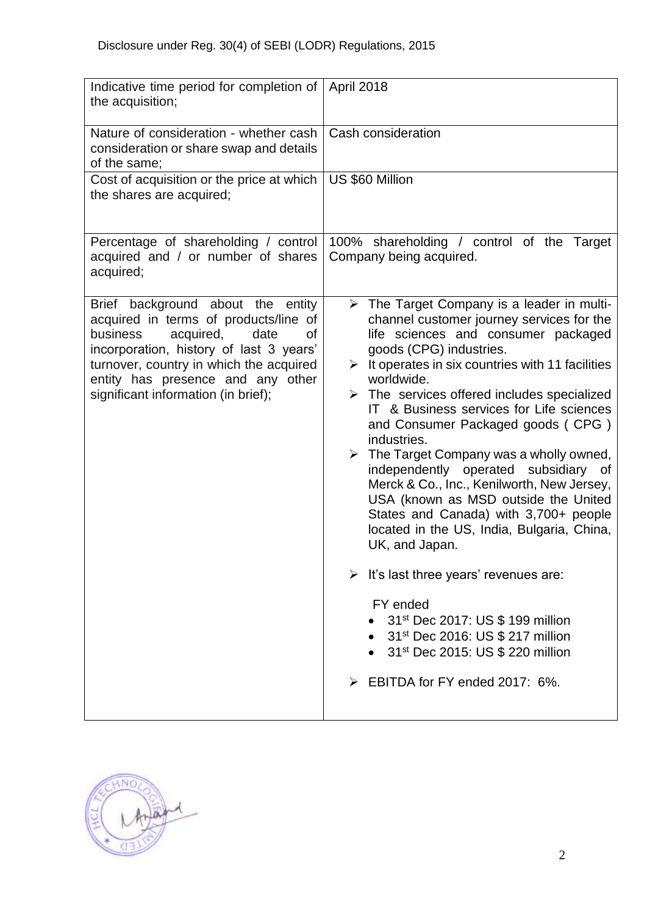Disclosure under Reg. 30(4) of SEBI (LODR) Regulations, 2015

| | |
|---|---|
| Indicative time period for completion of the acquisition; | April 2018 |
| Nature of consideration - whether cash consideration or share swap and details of the same; | Cash consideration |
| Cost of acquisition or the price at which the shares are acquired; | US $60 Million |
| Percentage of shareholding / control acquired and / or number of shares acquired; | 100% shareholding / control of the Target Company being acquired. |
| Brief background about the entity acquired in terms of products/line of business acquired, date of incorporation, history of last 3 years' turnover, country in which the acquired entity has presence and any other significant information (in brief); | ➢ The Target Company is a leader in multi-channel customer journey services for the life sciences and consumer packaged goods (CPG) industries.<br>➢ It operates in six countries with 11 facilities worldwide.<br>➢ The services offered includes specialized IT & Business services for Life sciences and Consumer Packaged goods ( CPG ) industries.<br>➢ The Target Company was a wholly owned, independently operated subsidiary of Merck & Co., Inc., Kenilworth, New Jersey, USA (known as MSD outside the United States and Canada) with 3,700+ people located in the US, India, Bulgaria, China, UK, and Japan.<br>➢ It's last three years' revenues are:<br>FY ended<br>• 31st Dec 2017: US $ 199 million<br>• 31st Dec 2016: US $ 217 million<br>• 31st Dec 2015: US $ 220 million<br>➢ EBITDA for FY ended 2017: 6%. |